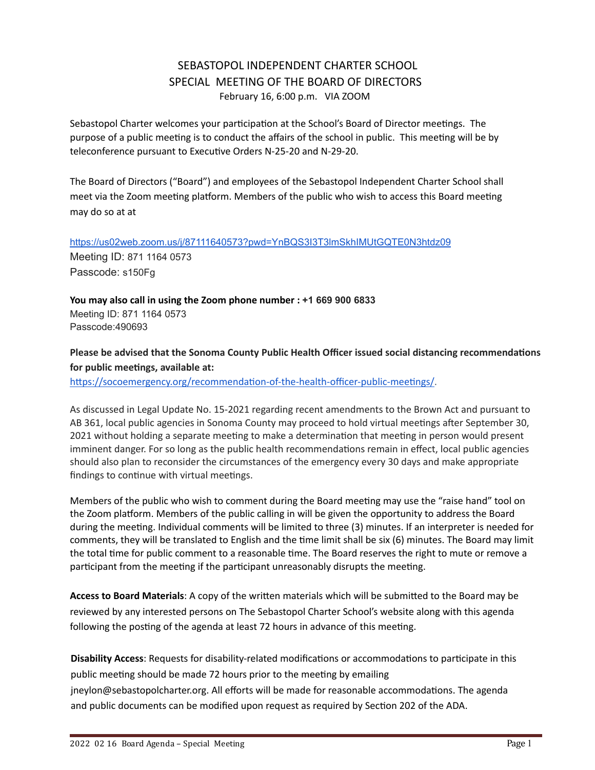# SEBASTOPOL INDEPENDENT CHARTER SCHOOL
## SPECIAL MEETING OF THE BOARD OF DIRECTORS
February 16, 6:00 p.m. VIA ZOOM

Sebastopol Charter welcomes your participation at the School's Board of Director meetings. The purpose of a public meeting is to conduct the affairs of the school in public. This meeting will be by teleconference pursuant to Executive Orders N-25-20 and N-29-20.

The Board of Directors ("Board") and employees of the Sebastopol Independent Charter School shall meet via the Zoom meeting platform. Members of the public who wish to access this Board meeting may do so at at

https://us02web.zoom.us/j/87111640573?pwd=YnBQS3I3T3lmSkhIMUtGQTE0N3htdz09
Meeting ID: 871 1164 0573
Passcode: s150Fg

**You may also call in using the Zoom phone number : +1 669 900 6833**
Meeting ID: 871 1164 0573
Passcode:490693

**Please be advised that the Sonoma County Public Health Officer issued social distancing recommendations for public meetings, available at:**
https://socoemergency.org/recommendation-of-the-health-officer-public-meetings/.

As discussed in Legal Update No. 15-2021 regarding recent amendments to the Brown Act and pursuant to AB 361, local public agencies in Sonoma County may proceed to hold virtual meetings after September 30, 2021 without holding a separate meeting to make a determination that meeting in person would present imminent danger. For so long as the public health recommendations remain in effect, local public agencies should also plan to reconsider the circumstances of the emergency every 30 days and make appropriate findings to continue with virtual meetings.

Members of the public who wish to comment during the Board meeting may use the "raise hand" tool on the Zoom platform. Members of the public calling in will be given the opportunity to address the Board during the meeting. Individual comments will be limited to three (3) minutes. If an interpreter is needed for comments, they will be translated to English and the time limit shall be six (6) minutes. The Board may limit the total time for public comment to a reasonable time. The Board reserves the right to mute or remove a participant from the meeting if the participant unreasonably disrupts the meeting.

**Access to Board Materials**: A copy of the written materials which will be submitted to the Board may be reviewed by any interested persons on The Sebastopol Charter School's website along with this agenda following the posting of the agenda at least 72 hours in advance of this meeting.

**Disability Access**: Requests for disability-related modifications or accommodations to participate in this public meeting should be made 72 hours prior to the meeting by emailing jneylon@sebastopolcharter.org. All efforts will be made for reasonable accommodations. The agenda and public documents can be modified upon request as required by Section 202 of the ADA.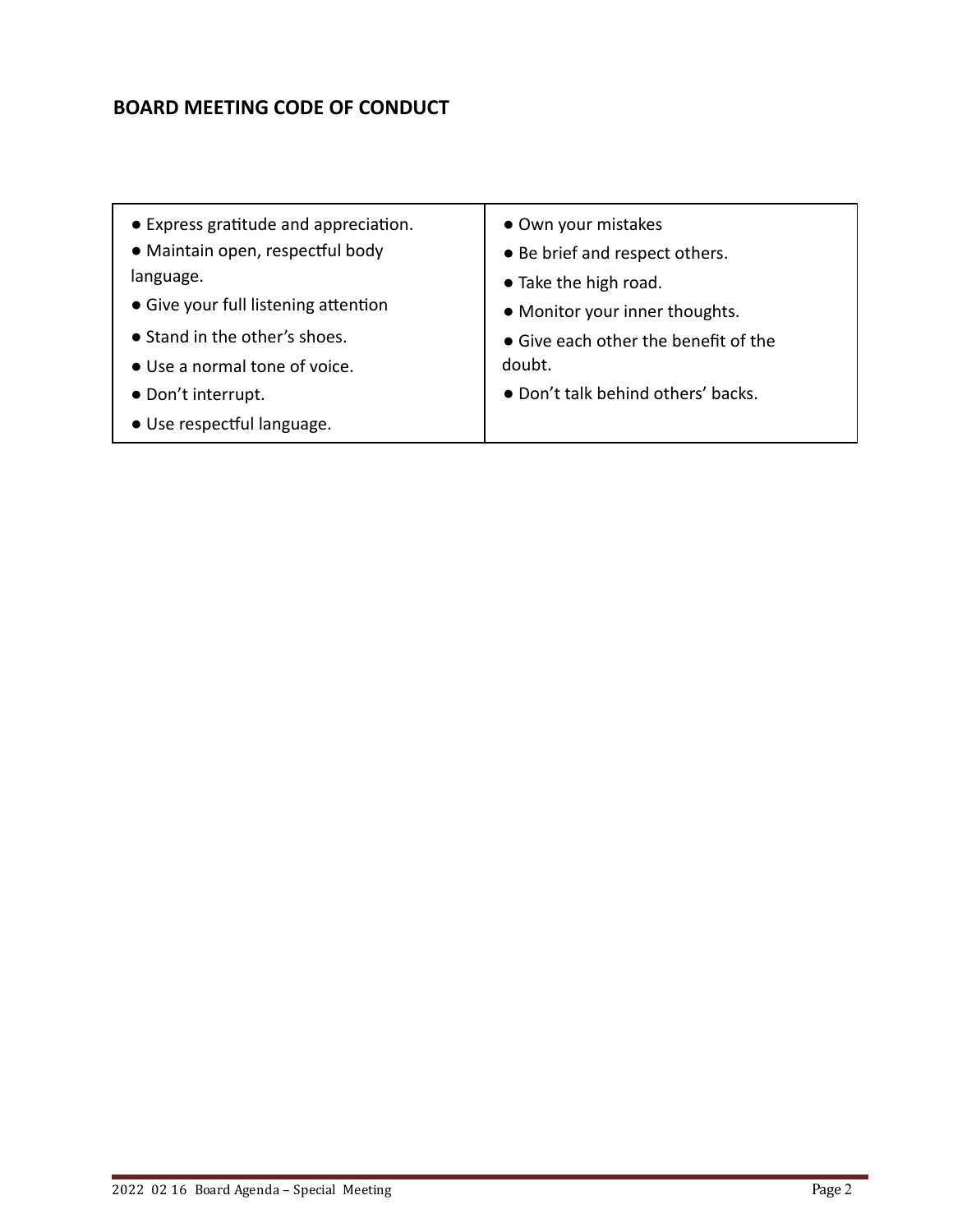## BOARD MEETING CODE OF CONDUCT

| | |
|---|---|
| ● Express gratitude and appreciation.<br>● Maintain open, respectful body language.<br>● Give your full listening attention<br>● Stand in the other's shoes.<br>● Use a normal tone of voice.<br>● Don't interrupt.<br>● Use respectful language. | ● Own your mistakes<br>● Be brief and respect others.<br>● Take the high road.<br>● Monitor your inner thoughts.<br>● Give each other the benefit of the doubt.<br>● Don't talk behind others' backs. |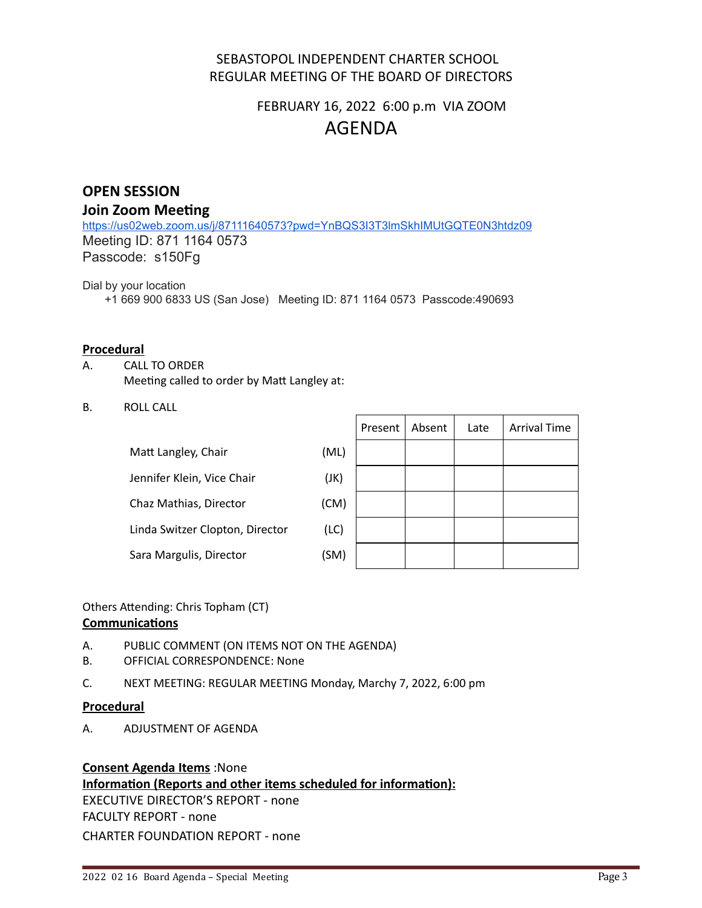SEBASTOPOL INDEPENDENT CHARTER SCHOOL
REGULAR MEETING OF THE BOARD OF DIRECTORS

FEBRUARY 16, 2022 6:00 p.m VIA ZOOM

# AGENDA

## OPEN SESSION

## Join Zoom Meeting

https://us02web.zoom.us/j/87111640573?pwd=YnBQS3I3T3lmSkhIMUtGQTE0N3htdz09

Meeting ID: 871 1164 0573
Passcode: s150Fg

Dial by your location
+1 669 900 6833 US (San Jose) Meeting ID: 871 1164 0573 Passcode:490693

**Procedural**

A. CALL TO ORDER
Meeting called to order by Matt Langley at:

B. ROLL CALL

| | | Present | Absent | Late | Arrival Time |
|---|---|---|---|---|---|
| Matt Langley, Chair | (ML) | | | | |
| Jennifer Klein, Vice Chair | (JK) | | | | |
| Chaz Mathias, Director | (CM) | | | | |
| Linda Switzer Clopton, Director | (LC) | | | | |
| Sara Margulis, Director | (SM) | | | | |

Others Attending: Chris Topham (CT)

**Communications**

A. PUBLIC COMMENT (ON ITEMS NOT ON THE AGENDA)
B. OFFICIAL CORRESPONDENCE: None
C. NEXT MEETING: REGULAR MEETING Monday, Marchy 7, 2022, 6:00 pm

**Procedural**

A. ADJUSTMENT OF AGENDA

**Consent Agenda Items** :None

**Information (Reports and other items scheduled for information):**

EXECUTIVE DIRECTOR'S REPORT - none

FACULTY REPORT - none

CHARTER FOUNDATION REPORT - none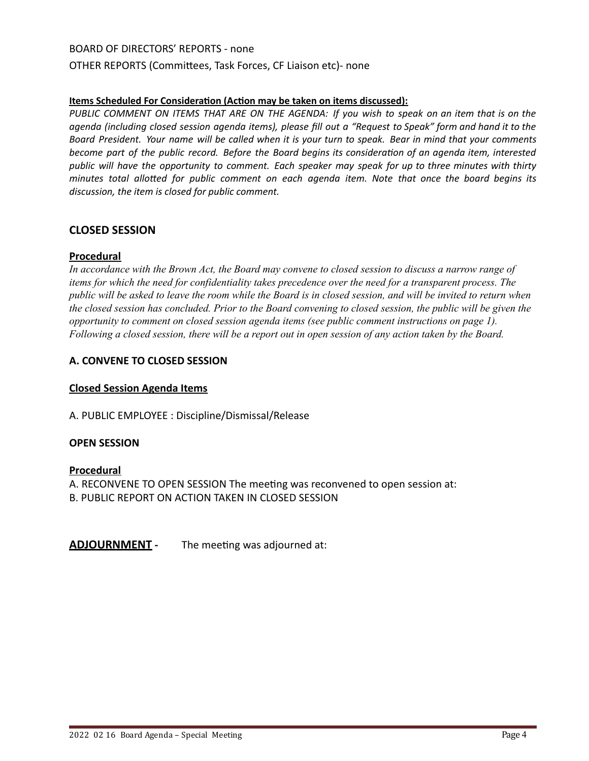BOARD OF DIRECTORS' REPORTS - none

OTHER REPORTS (Committees, Task Forces, CF Liaison etc)- none

**Items Scheduled For Consideration (Action may be taken on items discussed):**

*PUBLIC COMMENT ON ITEMS THAT ARE ON THE AGENDA: If you wish to speak on an item that is on the agenda (including closed session agenda items), please fill out a "Request to Speak" form and hand it to the Board President. Your name will be called when it is your turn to speak. Bear in mind that your comments become part of the public record. Before the Board begins its consideration of an agenda item, interested public will have the opportunity to comment. Each speaker may speak for up to three minutes with thirty minutes total allotted for public comment on each agenda item. Note that once the board begins its discussion, the item is closed for public comment.*

## CLOSED SESSION

**Procedural**

*In accordance with the Brown Act, the Board may convene to closed session to discuss a narrow range of items for which the need for confidentiality takes precedence over the need for a transparent process. The public will be asked to leave the room while the Board is in closed session, and will be invited to return when the closed session has concluded. Prior to the Board convening to closed session, the public will be given the opportunity to comment on closed session agenda items (see public comment instructions on page 1). Following a closed session, there will be a report out in open session of any action taken by the Board.*

**A. CONVENE TO CLOSED SESSION**

**Closed Session Agenda Items**

A. PUBLIC EMPLOYEE : Discipline/Dismissal/Release

**OPEN SESSION**

**Procedural**

A. RECONVENE TO OPEN SESSION The meeting was reconvened to open session at:

B. PUBLIC REPORT ON ACTION TAKEN IN CLOSED SESSION

**ADJOURNMENT -** The meeting was adjourned at: